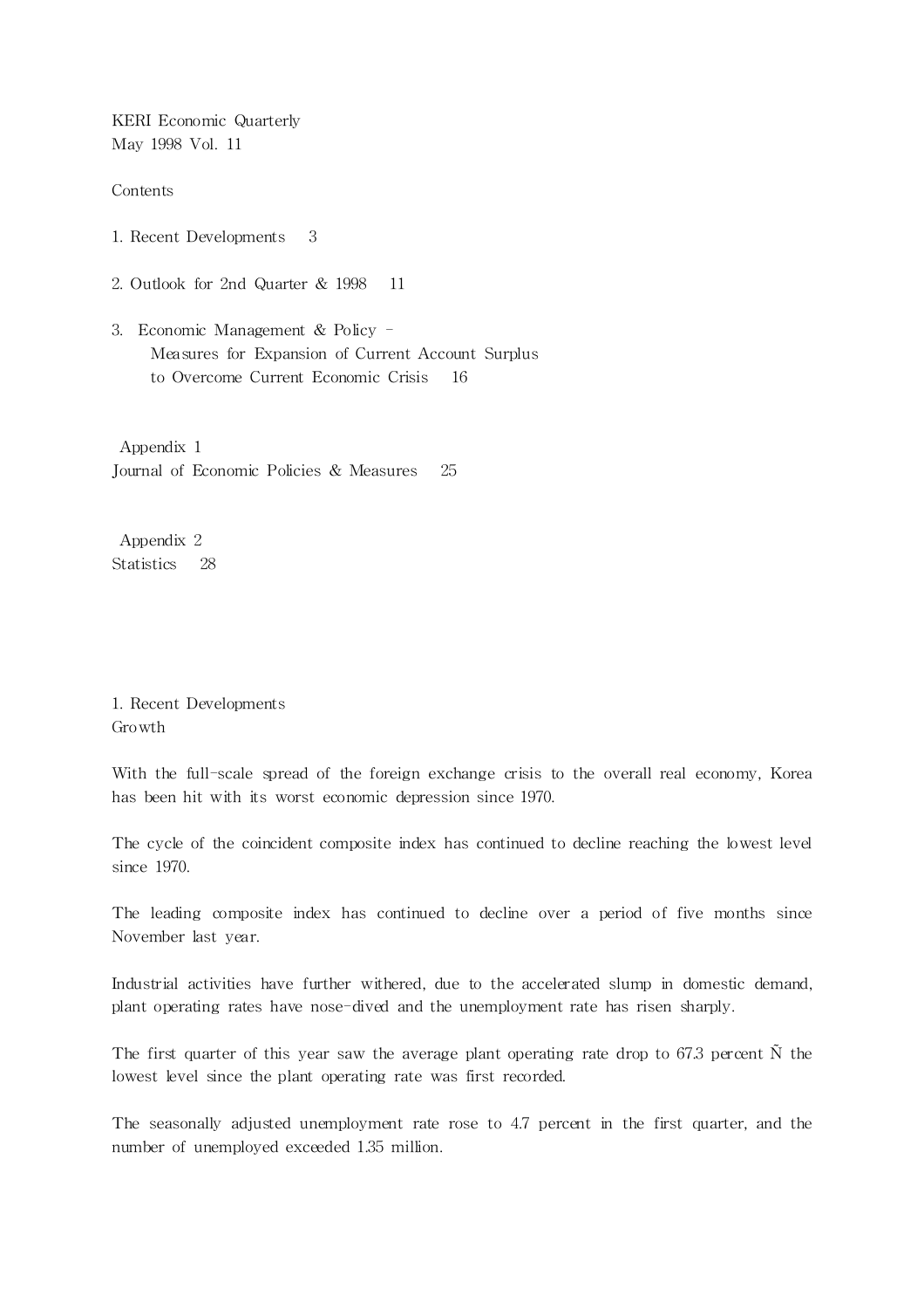KERI Economic Quarterly
May 1998 Vol. 11

## Contents

1. Recent Developments 3

2. Outlook for 2nd Quarter & 1998 11

3. Economic Management & Policy - Measures for Expansion of Current Account Surplus to Overcome Current Economic Crisis 16

Appendix 1
Journal of Economic Policies & Measures 25

Appendix 2
Statistics 28

# 1. Recent Developments

## Growth

With the full-scale spread of the foreign exchange crisis to the overall real economy, Korea has been hit with its worst economic depression since 1970.

The cycle of the coincident composite index has continued to decline reaching the lowest level since 1970.

The leading composite index has continued to decline over a period of five months since November last year.

Industrial activities have further withered, due to the accelerated slump in domestic demand, plant operating rates have nose-dived and the unemployment rate has risen sharply.

The first quarter of this year saw the average plant operating rate drop to 67.3 percent Ñ the lowest level since the plant operating rate was first recorded.

The seasonally adjusted unemployment rate rose to 4.7 percent in the first quarter, and the number of unemployed exceeded 1.35 million.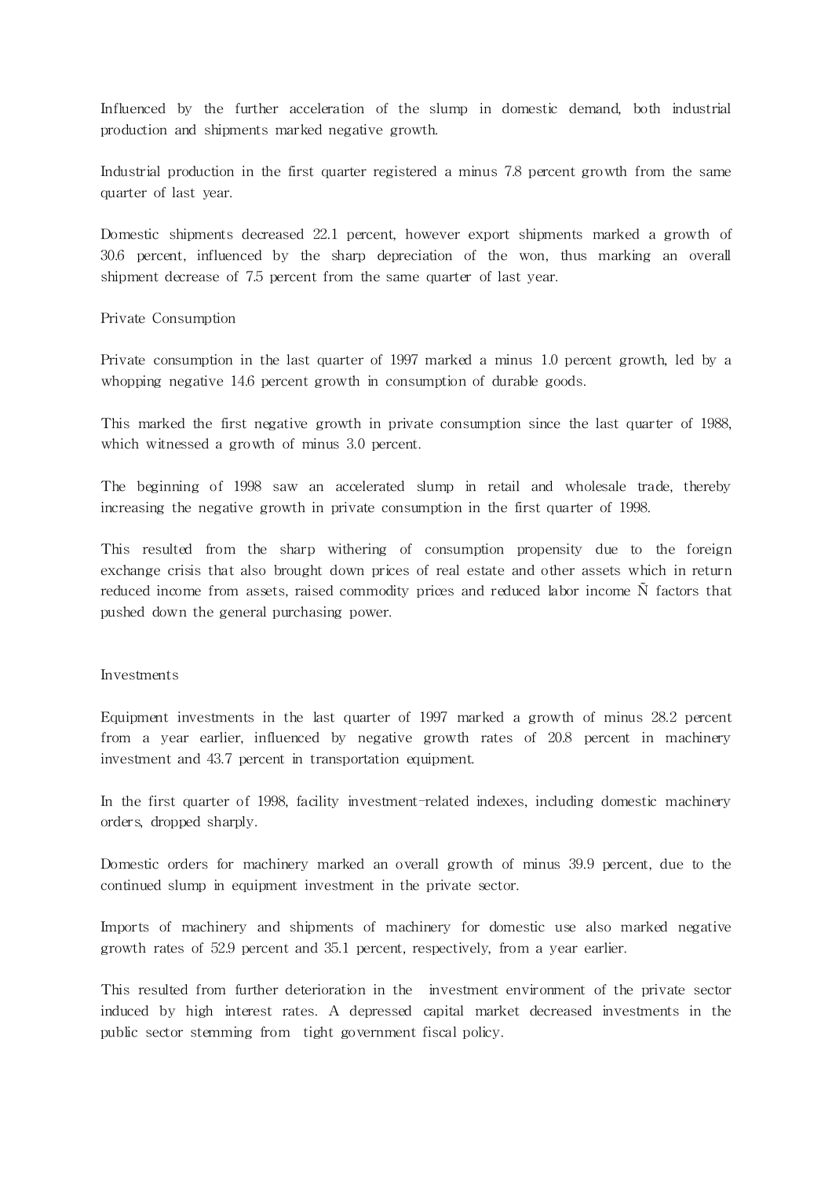Influenced by the further acceleration of the slump in domestic demand, both industrial production and shipments marked negative growth.

Industrial production in the first quarter registered a minus 7.8 percent growth from the same quarter of last year.

Domestic shipments decreased 22.1 percent, however export shipments marked a growth of 30.6 percent, influenced by the sharp depreciation of the won, thus marking an overall shipment decrease of 7.5 percent from the same quarter of last year.

## Private Consumption

Private consumption in the last quarter of 1997 marked a minus 1.0 percent growth, led by a whopping negative 14.6 percent growth in consumption of durable goods.

This marked the first negative growth in private consumption since the last quarter of 1988, which witnessed a growth of minus 3.0 percent.

The beginning of 1998 saw an accelerated slump in retail and wholesale trade, thereby increasing the negative growth in private consumption in the first quarter of 1998.

This resulted from the sharp withering of consumption propensity due to the foreign exchange crisis that also brought down prices of real estate and other assets which in return reduced income from assets, raised commodity prices and reduced labor income Ñ factors that pushed down the general purchasing power.

## Investments

Equipment investments in the last quarter of 1997 marked a growth of minus 28.2 percent from a year earlier, influenced by negative growth rates of 20.8 percent in machinery investment and 43.7 percent in transportation equipment.

In the first quarter of 1998, facility investment-related indexes, including domestic machinery orders, dropped sharply.

Domestic orders for machinery marked an overall growth of minus 39.9 percent, due to the continued slump in equipment investment in the private sector.

Imports of machinery and shipments of machinery for domestic use also marked negative growth rates of 52.9 percent and 35.1 percent, respectively, from a year earlier.

This resulted from further deterioration in the investment environment of the private sector induced by high interest rates. A depressed capital market decreased investments in the public sector stemming from tight government fiscal policy.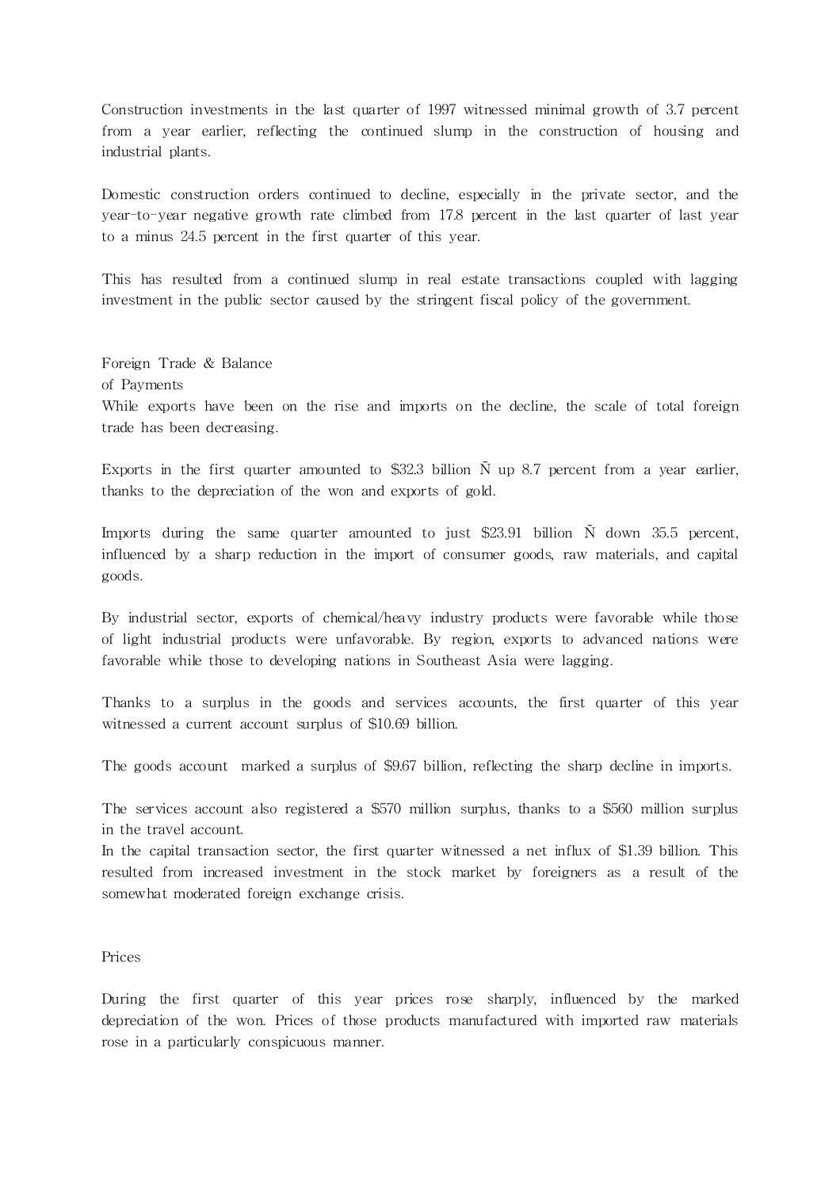Construction investments in the last quarter of 1997 witnessed minimal growth of 3.7 percent from a year earlier, reflecting the continued slump in the construction of housing and industrial plants.

Domestic construction orders continued to decline, especially in the private sector, and the year-to-year negative growth rate climbed from 17.8 percent in the last quarter of last year to a minus 24.5 percent in the first quarter of this year.

This has resulted from a continued slump in real estate transactions coupled with lagging investment in the public sector caused by the stringent fiscal policy of the government.

## Foreign Trade & Balance of Payments

While exports have been on the rise and imports on the decline, the scale of total foreign trade has been decreasing.

Exports in the first quarter amounted to $32.3 billion Ñ up 8.7 percent from a year earlier, thanks to the depreciation of the won and exports of gold.

Imports during the same quarter amounted to just $23.91 billion Ñ down 35.5 percent, influenced by a sharp reduction in the import of consumer goods, raw materials, and capital goods.

By industrial sector, exports of chemical/heavy industry products were favorable while those of light industrial products were unfavorable. By region, exports to advanced nations were favorable while those to developing nations in Southeast Asia were lagging.

Thanks to a surplus in the goods and services accounts, the first quarter of this year witnessed a current account surplus of $10.69 billion.

The goods account marked a surplus of $9.67 billion, reflecting the sharp decline in imports.

The services account also registered a $570 million surplus, thanks to a $560 million surplus in the travel account.

In the capital transaction sector, the first quarter witnessed a net influx of $1.39 billion. This resulted from increased investment in the stock market by foreigners as a result of the somewhat moderated foreign exchange crisis.

## Prices

During the first quarter of this year prices rose sharply, influenced by the marked depreciation of the won. Prices of those products manufactured with imported raw materials rose in a particularly conspicuous manner.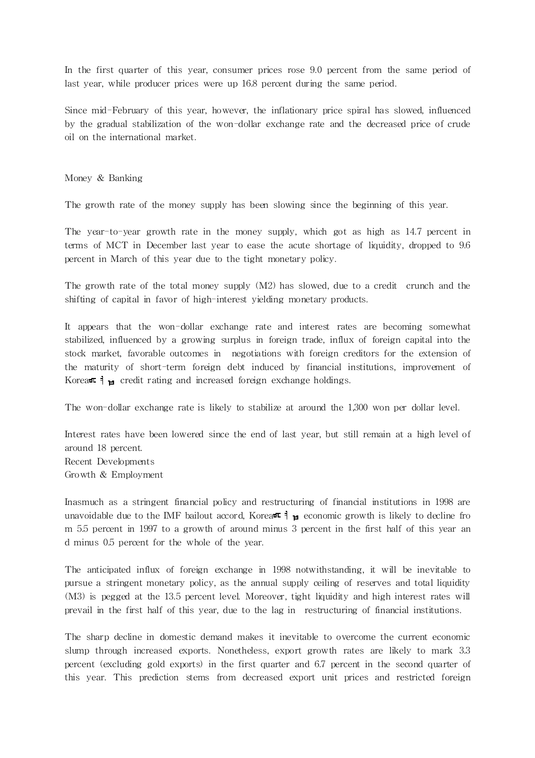In the first quarter of this year, consumer prices rose 9.0 percent from the same period of last year, while producer prices were up 16.8 percent during the same period.

Since mid-February of this year, however, the inflationary price spiral has slowed, influenced by the gradual stabilization of the won-dollar exchange rate and the decreased price of crude oil on the international market.

## Money & Banking

The growth rate of the money supply has been slowing since the beginning of this year.

The year-to-year growth rate in the money supply, which got as high as 14.7 percent in terms of MCT in December last year to ease the acute shortage of liquidity, dropped to 9.6 percent in March of this year due to the tight monetary policy.

The growth rate of the total money supply (M2) has slowed, due to a credit crunch and the shifting of capital in favor of high-interest yielding monetary products.

It appears that the won-dollar exchange rate and interest rates are becoming somewhat stabilized, influenced by a growing surplus in foreign trade, influx of foreign capital into the stock market, favorable outcomes in negotiations with foreign creditors for the extension of the maturity of short-term foreign debt induced by financial institutions, improvement of Korea's credit rating and increased foreign exchange holdings.

The won-dollar exchange rate is likely to stabilize at around the 1,300 won per dollar level.

Interest rates have been lowered since the end of last year, but still remain at a high level of around 18 percent.

## Recent Developments

## Growth & Employment

Inasmuch as a stringent financial policy and restructuring of financial institutions in 1998 are unavoidable due to the IMF bailout accord, Korea's economic growth is likely to decline from 5.5 percent in 1997 to a growth of around minus 3 percent in the first half of this year and minus 0.5 percent for the whole of the year.

The anticipated influx of foreign exchange in 1998 notwithstanding, it will be inevitable to pursue a stringent monetary policy, as the annual supply ceiling of reserves and total liquidity (M3) is pegged at the 13.5 percent level. Moreover, tight liquidity and high interest rates will prevail in the first half of this year, due to the lag in restructuring of financial institutions.

The sharp decline in domestic demand makes it inevitable to overcome the current economic slump through increased exports. Nonetheless, export growth rates are likely to mark 3.3 percent (excluding gold exports) in the first quarter and 6.7 percent in the second quarter of this year. This prediction stems from decreased export unit prices and restricted foreign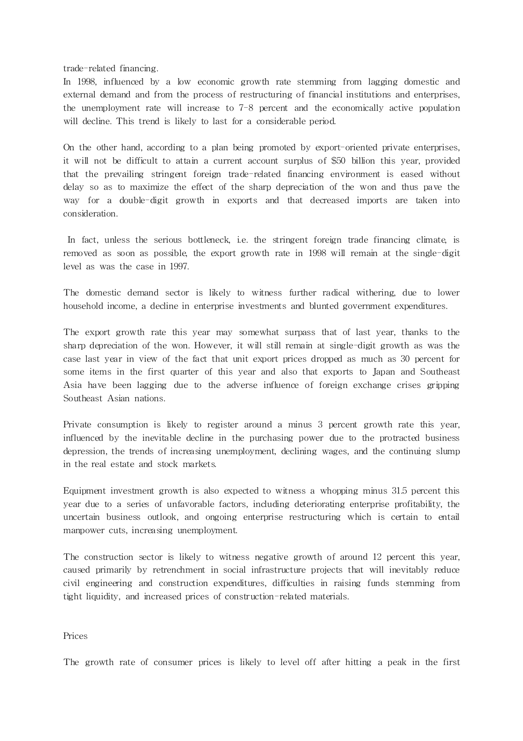trade-related financing.

In 1998, influenced by a low economic growth rate stemming from lagging domestic and external demand and from the process of restructuring of financial institutions and enterprises, the unemployment rate will increase to 7-8 percent and the economically active population will decline. This trend is likely to last for a considerable period.

On the other hand, according to a plan being promoted by export-oriented private enterprises, it will not be difficult to attain a current account surplus of $50 billion this year, provided that the prevailing stringent foreign trade-related financing environment is eased without delay so as to maximize the effect of the sharp depreciation of the won and thus pave the way for a double-digit growth in exports and that decreased imports are taken into consideration.

In fact, unless the serious bottleneck, i.e. the stringent foreign trade financing climate, is removed as soon as possible, the export growth rate in 1998 will remain at the single-digit level as was the case in 1997.

The domestic demand sector is likely to witness further radical withering, due to lower household income, a decline in enterprise investments and blunted government expenditures.

The export growth rate this year may somewhat surpass that of last year, thanks to the sharp depreciation of the won. However, it will still remain at single-digit growth as was the case last year in view of the fact that unit export prices dropped as much as 30 percent for some items in the first quarter of this year and also that exports to Japan and Southeast Asia have been lagging due to the adverse influence of foreign exchange crises gripping Southeast Asian nations.

Private consumption is likely to register around a minus 3 percent growth rate this year, influenced by the inevitable decline in the purchasing power due to the protracted business depression, the trends of increasing unemployment, declining wages, and the continuing slump in the real estate and stock markets.

Equipment investment growth is also expected to witness a whopping minus 31.5 percent this year due to a series of unfavorable factors, including deteriorating enterprise profitability, the uncertain business outlook, and ongoing enterprise restructuring which is certain to entail manpower cuts, increasing unemployment.

The construction sector is likely to witness negative growth of around 12 percent this year, caused primarily by retrenchment in social infrastructure projects that will inevitably reduce civil engineering and construction expenditures, difficulties in raising funds stemming from tight liquidity, and increased prices of construction-related materials.

## Prices

The growth rate of consumer prices is likely to level off after hitting a peak in the first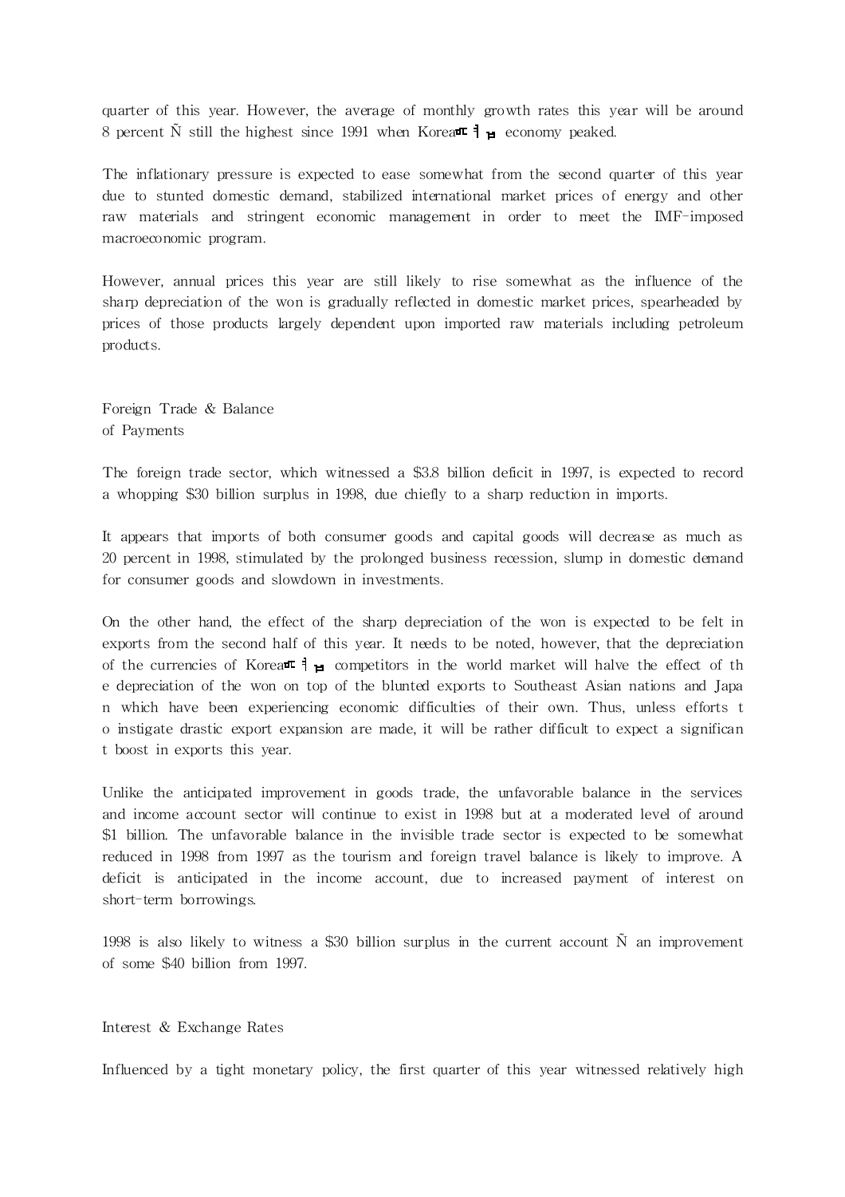quarter of this year. However, the average of monthly growth rates this year will be around 8 percent Ñ still the highest since 1991 when Korea' s economy peaked.

The inflationary pressure is expected to ease somewhat from the second quarter of this year due to stunted domestic demand, stabilized international market prices of energy and other raw materials and stringent economic management in order to meet the IMF-imposed macroeconomic program.

However, annual prices this year are still likely to rise somewhat as the influence of the sharp depreciation of the won is gradually reflected in domestic market prices, spearheaded by prices of those products largely dependent upon imported raw materials including petroleum products.

## Foreign Trade & Balance of Payments

The foreign trade sector, which witnessed a $3.8 billion deficit in 1997, is expected to record a whopping $30 billion surplus in 1998, due chiefly to a sharp reduction in imports.

It appears that imports of both consumer goods and capital goods will decrease as much as 20 percent in 1998, stimulated by the prolonged business recession, slump in domestic demand for consumer goods and slowdown in investments.

On the other hand, the effect of the sharp depreciation of the won is expected to be felt in exports from the second half of this year. It needs to be noted, however, that the depreciation of the currencies of Korea' s competitors in the world market will halve the effect of the depreciation of the won on top of the blunted exports to Southeast Asian nations and Japan which have been experiencing economic difficulties of their own. Thus, unless efforts to instigate drastic export expansion are made, it will be rather difficult to expect a significant boost in exports this year.

Unlike the anticipated improvement in goods trade, the unfavorable balance in the services and income account sector will continue to exist in 1998 but at a moderated level of around $1 billion. The unfavorable balance in the invisible trade sector is expected to be somewhat reduced in 1998 from 1997 as the tourism and foreign travel balance is likely to improve. A deficit is anticipated in the income account, due to increased payment of interest on short-term borrowings.

1998 is also likely to witness a $30 billion surplus in the current account Ñ an improvement of some $40 billion from 1997.

## Interest & Exchange Rates

Influenced by a tight monetary policy, the first quarter of this year witnessed relatively high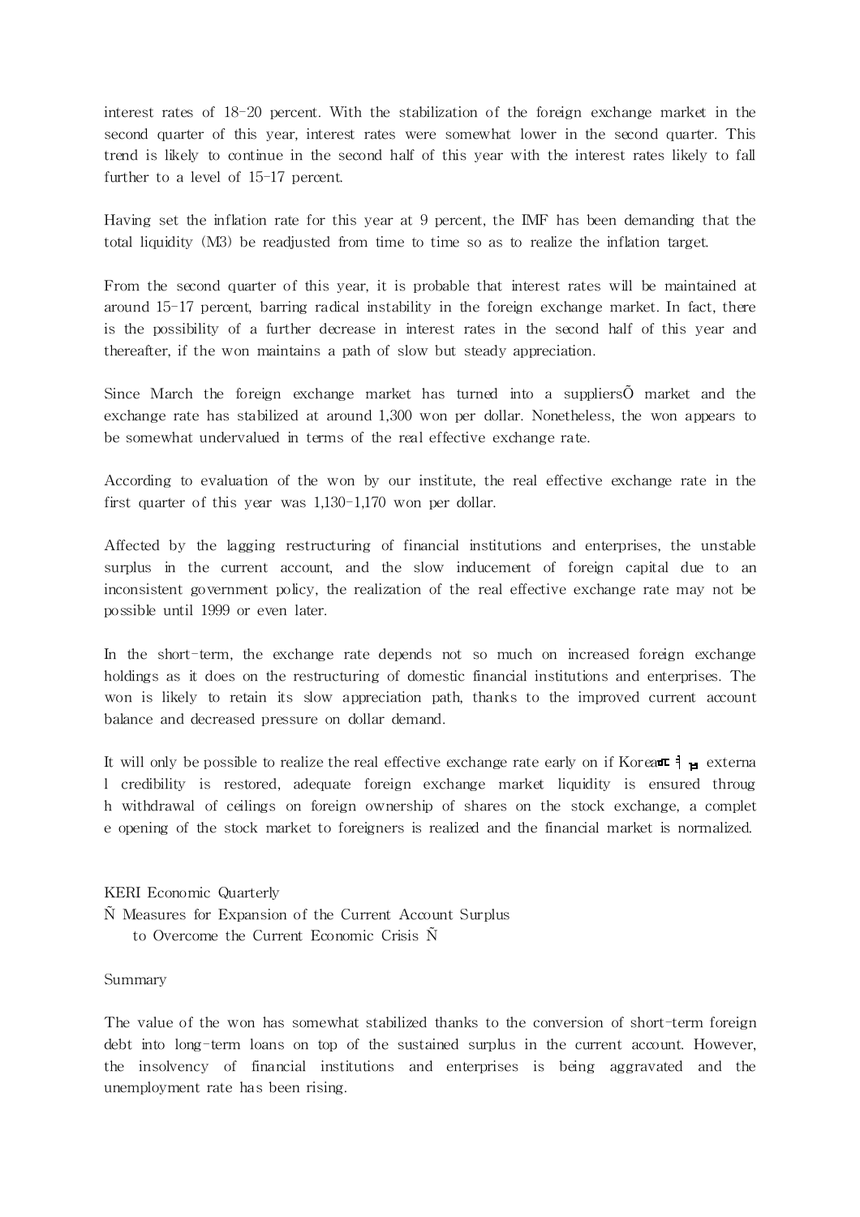interest rates of 18-20 percent. With the stabilization of the foreign exchange market in the second quarter of this year, interest rates were somewhat lower in the second quarter. This trend is likely to continue in the second half of this year with the interest rates likely to fall further to a level of 15-17 percent.

Having set the inflation rate for this year at 9 percent, the IMF has been demanding that the total liquidity (M3) be readjusted from time to time so as to realize the inflation target.

From the second quarter of this year, it is probable that interest rates will be maintained at around 15-17 percent, barring radical instability in the foreign exchange market. In fact, there is the possibility of a further decrease in interest rates in the second half of this year and thereafter, if the won maintains a path of slow but steady appreciation.

Since March the foreign exchange market has turned into a suppliersÕ market and the exchange rate has stabilized at around 1,300 won per dollar. Nonetheless, the won appears to be somewhat undervalued in terms of the real effective exchange rate.

According to evaluation of the won by our institute, the real effective exchange rate in the first quarter of this year was 1,130-1,170 won per dollar.

Affected by the lagging restructuring of financial institutions and enterprises, the unstable surplus in the current account, and the slow inducement of foreign capital due to an inconsistent government policy, the realization of the real effective exchange rate may not be possible until 1999 or even later.

In the short-term, the exchange rate depends not so much on increased foreign exchange holdings as it does on the restructuring of domestic financial institutions and enterprises. The won is likely to retain its slow appreciation path, thanks to the improved current account balance and decreased pressure on dollar demand.

It will only be possible to realize the real effective exchange rate early on if Korea's external credibility is restored, adequate foreign exchange market liquidity is ensured through withdrawal of ceilings on foreign ownership of shares on the stock exchange, a complete opening of the stock market to foreigners is realized and the financial market is normalized.

KERI Economic Quarterly

Ñ Measures for Expansion of the Current Account Surplus to Overcome the Current Economic Crisis Ñ

Summary

The value of the won has somewhat stabilized thanks to the conversion of short-term foreign debt into long-term loans on top of the sustained surplus in the current account. However, the insolvency of financial institutions and enterprises is being aggravated and the unemployment rate has been rising.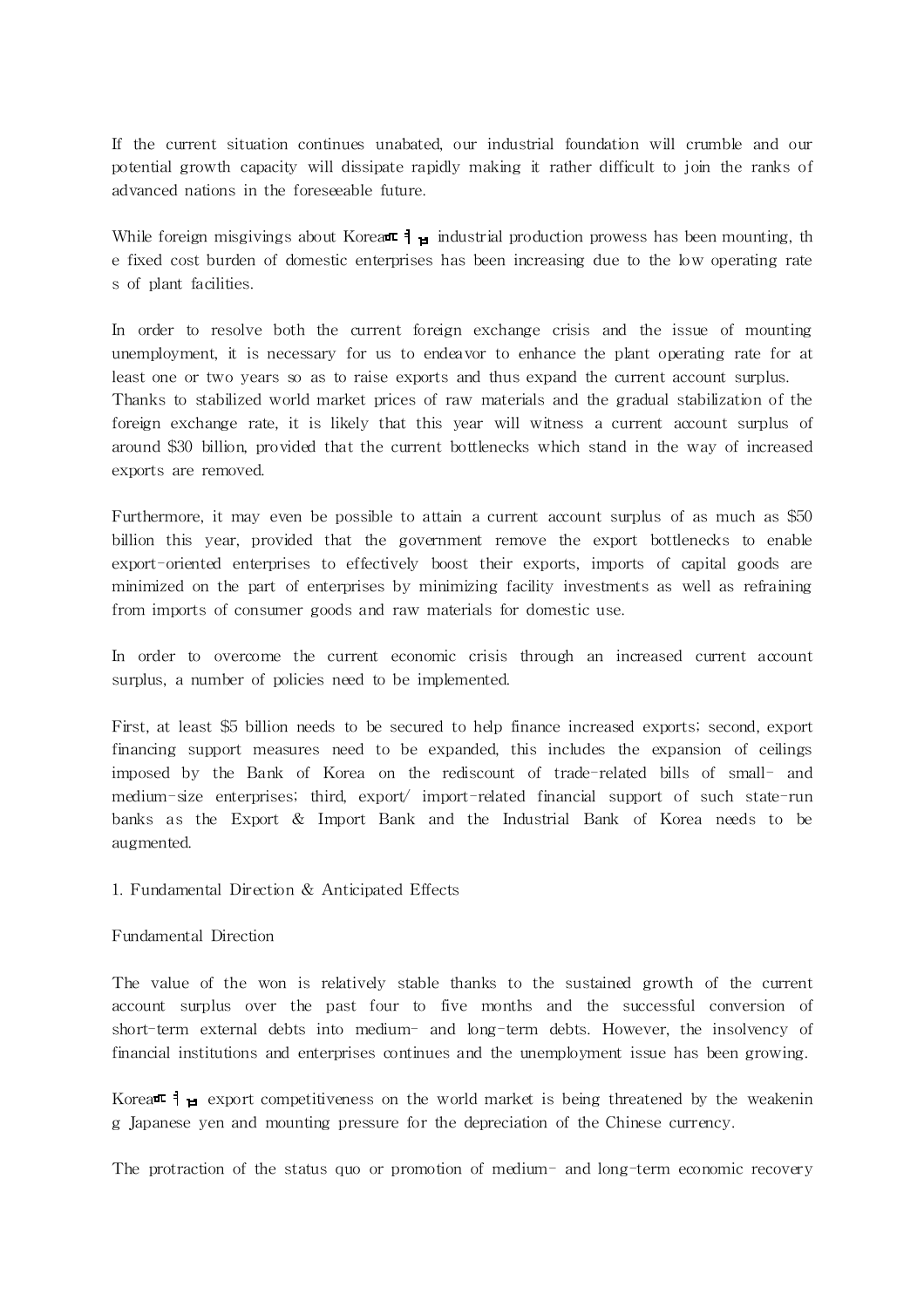If the current situation continues unabated, our industrial foundation will crumble and our potential growth capacity will dissipate rapidly making it rather difficult to join the ranks of advanced nations in the foreseeable future.

While foreign misgivings about Korea's industrial production prowess has been mounting, the fixed cost burden of domestic enterprises has been increasing due to the low operating rates of plant facilities.

In order to resolve both the current foreign exchange crisis and the issue of mounting unemployment, it is necessary for us to endeavor to enhance the plant operating rate for at least one or two years so as to raise exports and thus expand the current account surplus.
Thanks to stabilized world market prices of raw materials and the gradual stabilization of the foreign exchange rate, it is likely that this year will witness a current account surplus of around $30 billion, provided that the current bottlenecks which stand in the way of increased exports are removed.

Furthermore, it may even be possible to attain a current account surplus of as much as $50 billion this year, provided that the government remove the export bottlenecks to enable export-oriented enterprises to effectively boost their exports, imports of capital goods are minimized on the part of enterprises by minimizing facility investments as well as refraining from imports of consumer goods and raw materials for domestic use.

In order to overcome the current economic crisis through an increased current account surplus, a number of policies need to be implemented.

First, at least $5 billion needs to be secured to help finance increased exports; second, export financing support measures need to be expanded, this includes the expansion of ceilings imposed by the Bank of Korea on the rediscount of trade-related bills of small- and medium-size enterprises; third, export/ import-related financial support of such state-run banks as the Export & Import Bank and the Industrial Bank of Korea needs to be augmented.

1. Fundamental Direction & Anticipated Effects

Fundamental Direction

The value of the won is relatively stable thanks to the sustained growth of the current account surplus over the past four to five months and the successful conversion of short-term external debts into medium- and long-term debts. However, the insolvency of financial institutions and enterprises continues and the unemployment issue has been growing.

Korea's export competitiveness on the world market is being threatened by the weakening Japanese yen and mounting pressure for the depreciation of the Chinese currency.

The protraction of the status quo or promotion of medium- and long-term economic recovery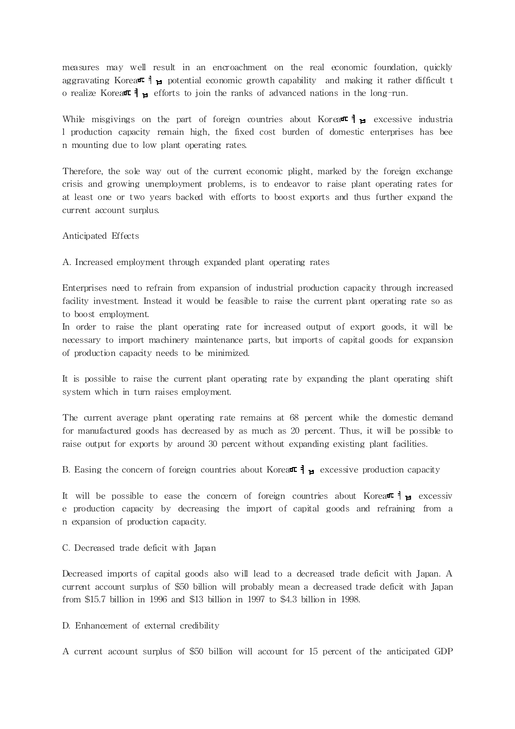measures may well result in an encroachment on the real economic foundation, quickly aggravating Korea's potential economic growth capability and making it rather difficult to realize Korea's efforts to join the ranks of advanced nations in the long-run.

While misgivings on the part of foreign countries about Korea's excessive industrial production capacity remain high, the fixed cost burden of domestic enterprises has been mounting due to low plant operating rates.

Therefore, the sole way out of the current economic plight, marked by the foreign exchange crisis and growing unemployment problems, is to endeavor to raise plant operating rates for at least one or two years backed with efforts to boost exports and thus further expand the current account surplus.

Anticipated Effects

A. Increased employment through expanded plant operating rates

Enterprises need to refrain from expansion of industrial production capacity through increased facility investment. Instead it would be feasible to raise the current plant operating rate so as to boost employment.
In order to raise the plant operating rate for increased output of export goods, it will be necessary to import machinery maintenance parts, but imports of capital goods for expansion of production capacity needs to be minimized.

It is possible to raise the current plant operating rate by expanding the plant operating shift system which in turn raises employment.

The current average plant operating rate remains at 68 percent while the domestic demand for manufactured goods has decreased by as much as 20 percent. Thus, it will be possible to raise output for exports by around 30 percent without expanding existing plant facilities.

B. Easing the concern of foreign countries about Korea's excessive production capacity

It will be possible to ease the concern of foreign countries about Korea's excessive production capacity by decreasing the import of capital goods and refraining from an expansion of production capacity.

C. Decreased trade deficit with Japan

Decreased imports of capital goods also will lead to a decreased trade deficit with Japan. A current account surplus of $50 billion will probably mean a decreased trade deficit with Japan from $15.7 billion in 1996 and $13 billion in 1997 to $4.3 billion in 1998.

D. Enhancement of external credibility

A current account surplus of $50 billion will account for 15 percent of the anticipated GDP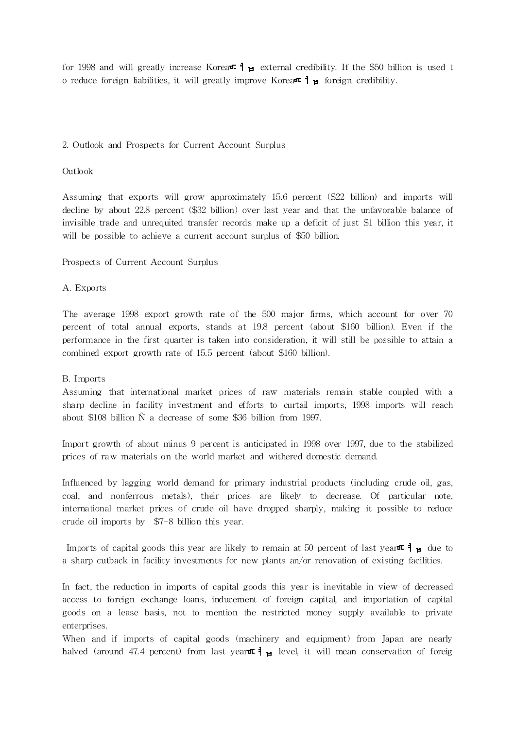for 1998 and will greatly increase Korea═ ╕ ▯ external credibility. If the $50 billion is used to reduce foreign liabilities, it will greatly improve Korea═ ╕ ▯ foreign credibility.

## 2. Outlook and Prospects for Current Account Surplus

### Outlook

Assuming that exports will grow approximately 15.6 percent ($22 billion) and imports will decline by about 22.8 percent ($32 billion) over last year and that the unfavorable balance of invisible trade and unrequited transfer records make up a deficit of just $1 billion this year, it will be possible to achieve a current account surplus of $50 billion.

### Prospects of Current Account Surplus

#### A. Exports

The average 1998 export growth rate of the 500 major firms, which account for over 70 percent of total annual exports, stands at 19.8 percent (about $160 billion). Even if the performance in the first quarter is taken into consideration, it will still be possible to attain a combined export growth rate of 15.5 percent (about $160 billion).

#### B. Imports

Assuming that international market prices of raw materials remain stable coupled with a sharp decline in facility investment and efforts to curtail imports, 1998 imports will reach about $108 billion Ñ a decrease of some $36 billion from 1997.

Import growth of about minus 9 percent is anticipated in 1998 over 1997, due to the stabilized prices of raw materials on the world market and withered domestic demand.

Influenced by lagging world demand for primary industrial products (including crude oil, gas, coal, and nonferrous metals), their prices are likely to decrease. Of particular note, international market prices of crude oil have dropped sharply, making it possible to reduce crude oil imports by $7-8 billion this year.

Imports of capital goods this year are likely to remain at 50 percent of last year═ ╕ ▯ due to a sharp cutback in facility investments for new plants an/or renovation of existing facilities.

In fact, the reduction in imports of capital goods this year is inevitable in view of decreased access to foreign exchange loans, inducement of foreign capital, and importation of capital goods on a lease basis, not to mention the restricted money supply available to private enterprises.

When and if imports of capital goods (machinery and equipment) from Japan are nearly halved (around 47.4 percent) from last year═ ╕ ▯ level, it will mean conservation of foreig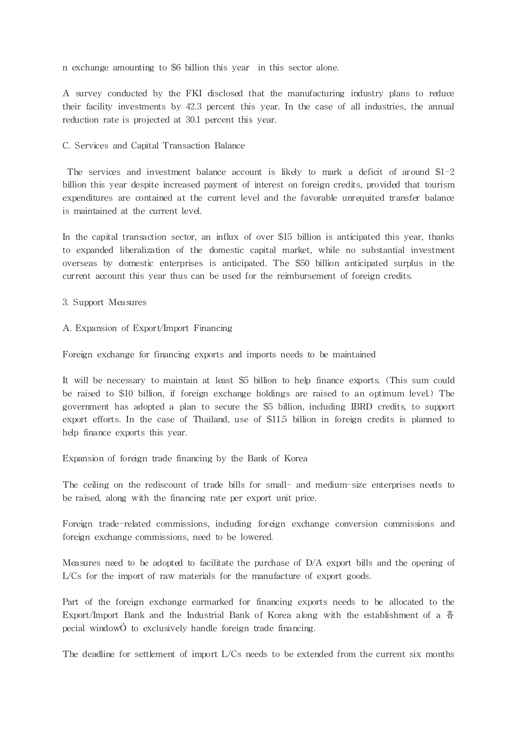n exchange amounting to $6 billion this year in this sector alone.

A survey conducted by the FKI disclosed that the manufacturing industry plans to reduce their facility investments by 42.3 percent this year. In the case of all industries, the annual reduction rate is projected at 30.1 percent this year.

C. Services and Capital Transaction Balance

The services and investment balance account is likely to mark a deficit of around $1-2 billion this year despite increased payment of interest on foreign credits, provided that tourism expenditures are contained at the current level and the favorable unrequited transfer balance is maintained at the current level.

In the capital transaction sector, an influx of over $15 billion is anticipated this year, thanks to expanded liberalization of the domestic capital market, while no substantial investment overseas by domestic enterprises is anticipated. The $50 billion anticipated surplus in the current account this year thus can be used for the reimbursement of foreign credits.

3. Support Measures

A. Expansion of Export/Import Financing

Foreign exchange for financing exports and imports needs to be maintained

It will be necessary to maintain at least $5 billion to help finance exports. (This sum could be raised to $10 billion, if foreign exchange holdings are raised to an optimum level.) The government has adopted a plan to secure the $5 billion, including IBRD credits, to support export efforts. In the case of Thailand, use of $11.5 billion in foreign credits is planned to help finance exports this year.

Expansion of foreign trade financing by the Bank of Korea

The ceiling on the rediscount of trade bills for small- and medium-size enterprises needs to be raised, along with the financing rate per export unit price.

Foreign trade-related commissions, including foreign exchange conversion commissions and foreign exchange commissions, need to be lowered.

Measures need to be adopted to facilitate the purchase of D/A export bills and the opening of L/Cs for the import of raw materials for the manufacture of export goods.

Part of the foreign exchange earmarked for financing exports needs to be allocated to the Export/Import Bank and the Industrial Bank of Korea along with the establishment of a 흫pecial windowÓ to exclusively handle foreign trade financing.

The deadline for settlement of import L/Cs needs to be extended from the current six months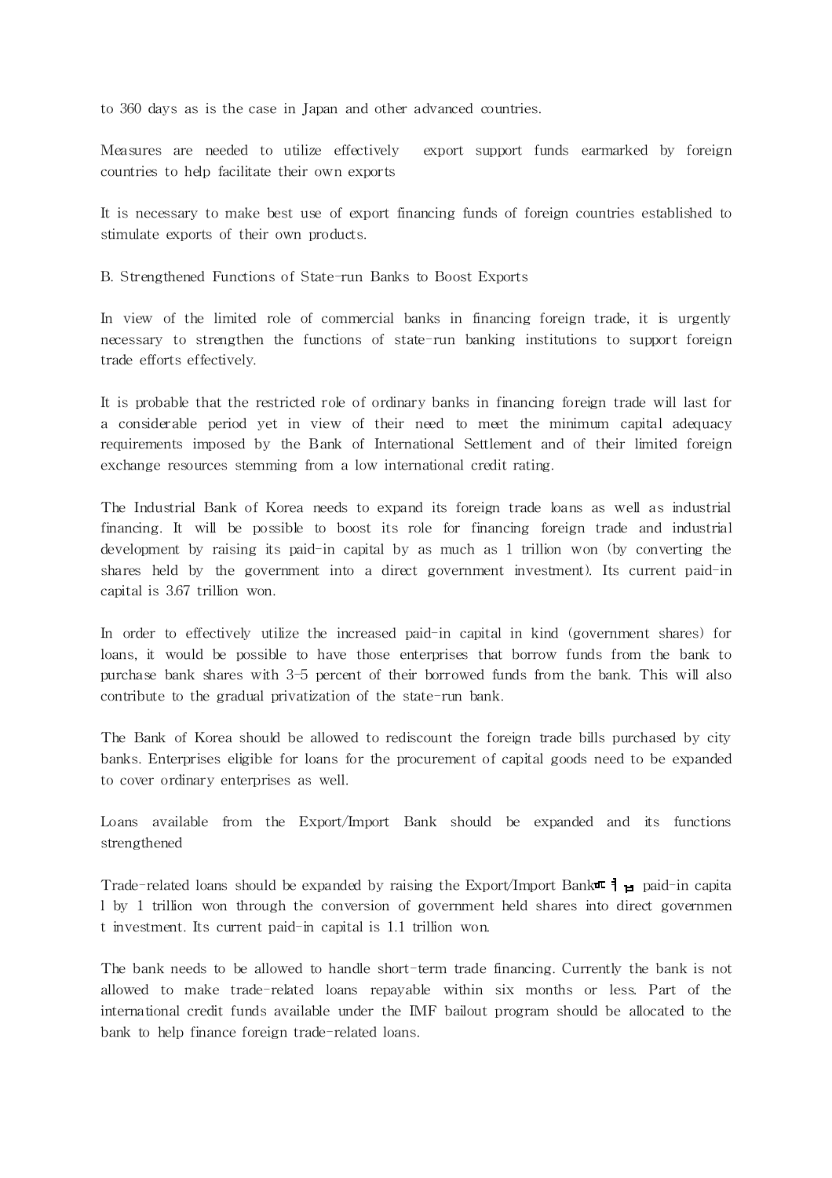to 360 days as is the case in Japan and other advanced countries.

Measures are needed to utilize effectively export support funds earmarked by foreign countries to help facilitate their own exports

It is necessary to make best use of export financing funds of foreign countries established to stimulate exports of their own products.

B. Strengthened Functions of State-run Banks to Boost Exports

In view of the limited role of commercial banks in financing foreign trade, it is urgently necessary to strengthen the functions of state-run banking institutions to support foreign trade efforts effectively.

It is probable that the restricted role of ordinary banks in financing foreign trade will last for a considerable period yet in view of their need to meet the minimum capital adequacy requirements imposed by the Bank of International Settlement and of their limited foreign exchange resources stemming from a low international credit rating.

The Industrial Bank of Korea needs to expand its foreign trade loans as well as industrial financing. It will be possible to boost its role for financing foreign trade and industrial development by raising its paid-in capital by as much as 1 trillion won (by converting the shares held by the government into a direct government investment). Its current paid-in capital is 3.67 trillion won.

In order to effectively utilize the increased paid-in capital in kind (government shares) for loans, it would be possible to have those enterprises that borrow funds from the bank to purchase bank shares with 3-5 percent of their borrowed funds from the bank. This will also contribute to the gradual privatization of the state-run bank.

The Bank of Korea should be allowed to rediscount the foreign trade bills purchased by city banks. Enterprises eligible for loans for the procurement of capital goods need to be expanded to cover ordinary enterprises as well.

Loans available from the Export/Import Bank should be expanded and its functions strengthened

Trade-related loans should be expanded by raising the Export/Import Bank's paid-in capital by 1 trillion won through the conversion of government held shares into direct government investment. Its current paid-in capital is 1.1 trillion won.

The bank needs to be allowed to handle short-term trade financing. Currently the bank is not allowed to make trade-related loans repayable within six months or less. Part of the international credit funds available under the IMF bailout program should be allocated to the bank to help finance foreign trade-related loans.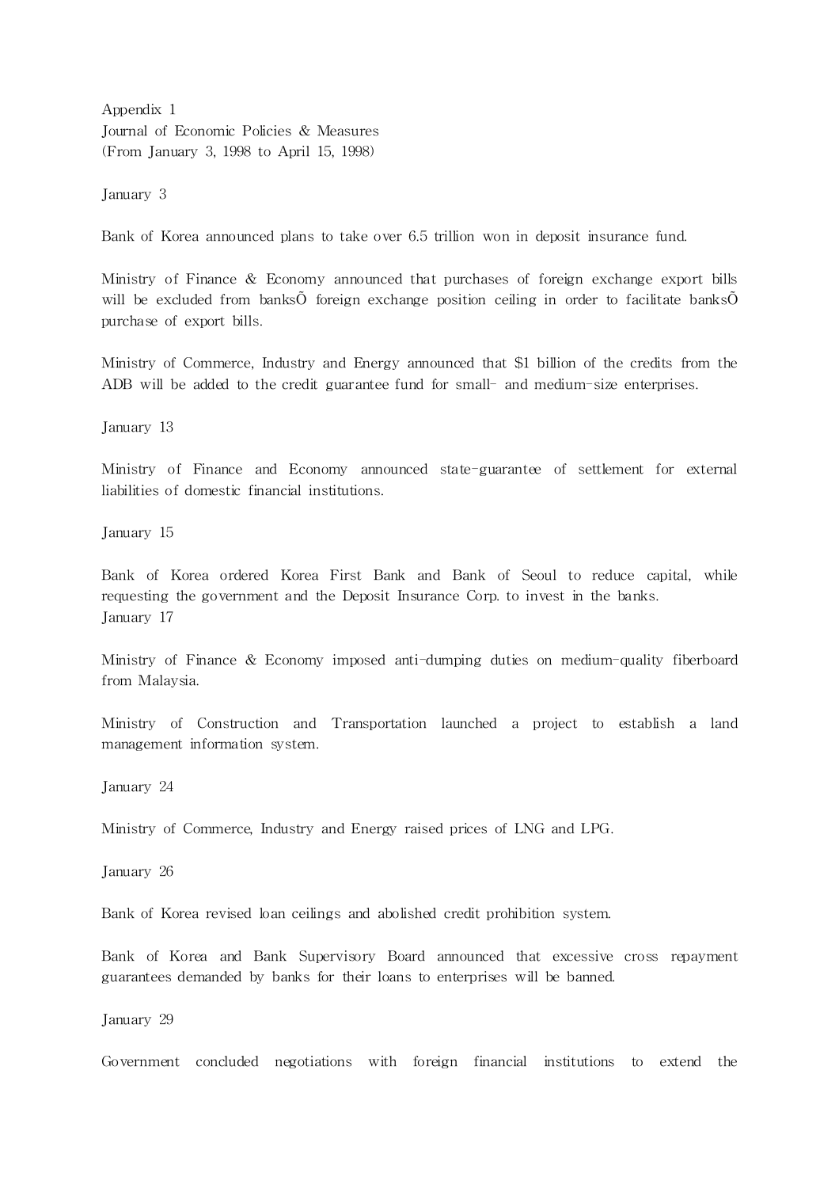Appendix 1
Journal of Economic Policies & Measures
(From January 3, 1998 to April 15, 1998)

January 3

Bank of Korea announced plans to take over 6.5 trillion won in deposit insurance fund.

Ministry of Finance & Economy announced that purchases of foreign exchange export bills will be excluded from banksÕ foreign exchange position ceiling in order to facilitate banksÕ purchase of export bills.

Ministry of Commerce, Industry and Energy announced that $1 billion of the credits from the ADB will be added to the credit guarantee fund for small- and medium-size enterprises.

January 13

Ministry of Finance and Economy announced state-guarantee of settlement for external liabilities of domestic financial institutions.

January 15

Bank of Korea ordered Korea First Bank and Bank of Seoul to reduce capital, while requesting the government and the Deposit Insurance Corp. to invest in the banks.

January 17

Ministry of Finance & Economy imposed anti-dumping duties on medium-quality fiberboard from Malaysia.

Ministry of Construction and Transportation launched a project to establish a land management information system.

January 24

Ministry of Commerce, Industry and Energy raised prices of LNG and LPG.

January 26

Bank of Korea revised loan ceilings and abolished credit prohibition system.

Bank of Korea and Bank Supervisory Board announced that excessive cross repayment guarantees demanded by banks for their loans to enterprises will be banned.

January 29

Government concluded negotiations with foreign financial institutions to extend the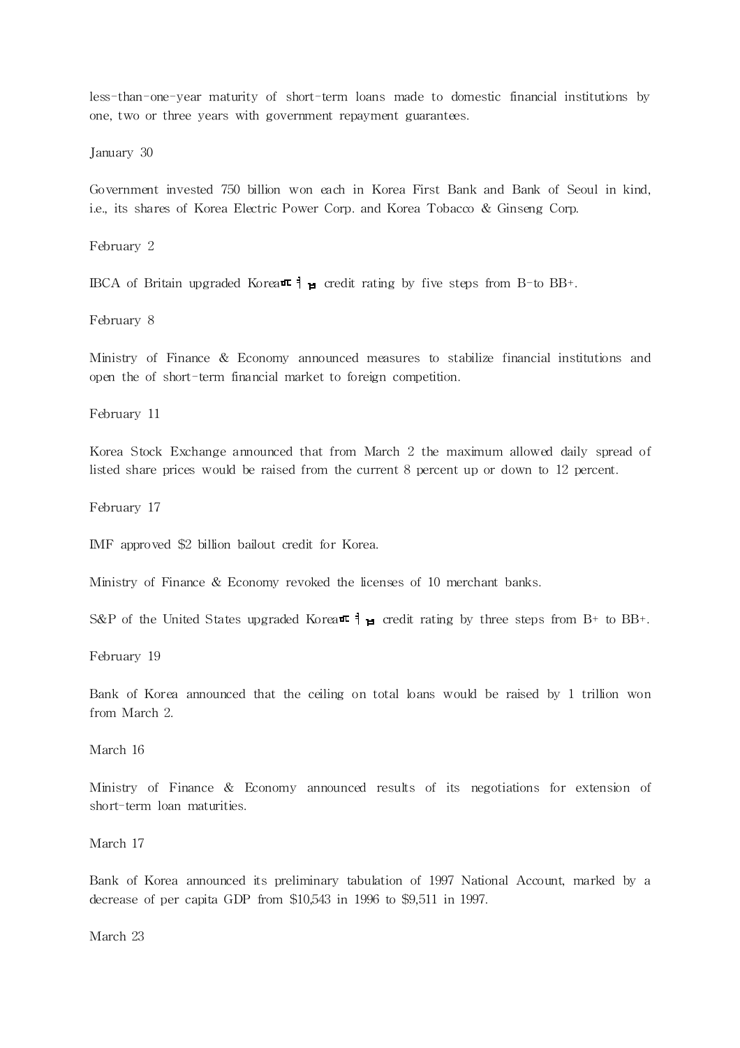less-than-one-year maturity of short-term loans made to domestic financial institutions by one, two or three years with government repayment guarantees.

January 30

Government invested 750 billion won each in Korea First Bank and Bank of Seoul in kind, i.e., its shares of Korea Electric Power Corp. and Korea Tobacco & Ginseng Corp.

February 2

IBCA of Britain upgraded Korea's credit rating by five steps from B-to BB+.

February 8

Ministry of Finance & Economy announced measures to stabilize financial institutions and open the of short-term financial market to foreign competition.

February 11

Korea Stock Exchange announced that from March 2 the maximum allowed daily spread of listed share prices would be raised from the current 8 percent up or down to 12 percent.

February 17

IMF approved $2 billion bailout credit for Korea.

Ministry of Finance & Economy revoked the licenses of 10 merchant banks.

S&P of the United States upgraded Korea's credit rating by three steps from B+ to BB+.

February 19

Bank of Korea announced that the ceiling on total loans would be raised by 1 trillion won from March 2.

March 16

Ministry of Finance & Economy announced results of its negotiations for extension of short-term loan maturities.

March 17

Bank of Korea announced its preliminary tabulation of 1997 National Account, marked by a decrease of per capita GDP from $10,543 in 1996 to $9,511 in 1997.

March 23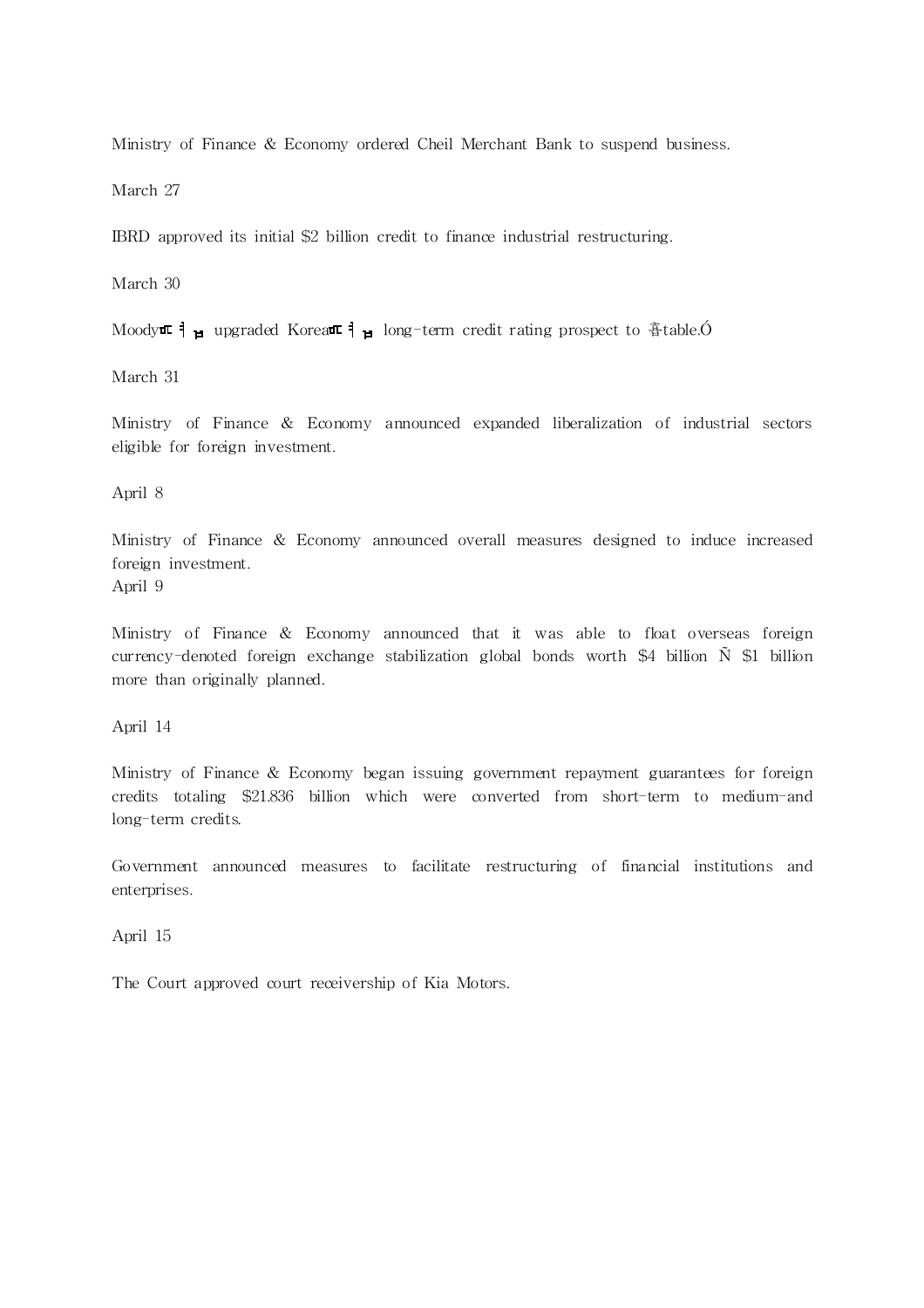Ministry of Finance & Economy ordered Cheil Merchant Bank to suspend business.

March 27

IBRD approved its initial $2 billion credit to finance industrial restructuring.

March 30

Moody교ㅕㅂ upgraded Korea교ㅕㅂ long-term credit rating prospect to 흫table.Ó

March 31

Ministry of Finance & Economy announced expanded liberalization of industrial sectors eligible for foreign investment.

April 8

Ministry of Finance & Economy announced overall measures designed to induce increased foreign investment.

April 9

Ministry of Finance & Economy announced that it was able to float overseas foreign currency-denoted foreign exchange stabilization global bonds worth $4 billion Ñ $1 billion more than originally planned.

April 14

Ministry of Finance & Economy began issuing government repayment guarantees for foreign credits totaling $21.836 billion which were converted from short-term to medium-and long-term credits.

Government announced measures to facilitate restructuring of financial institutions and enterprises.

April 15

The Court approved court receivership of Kia Motors.